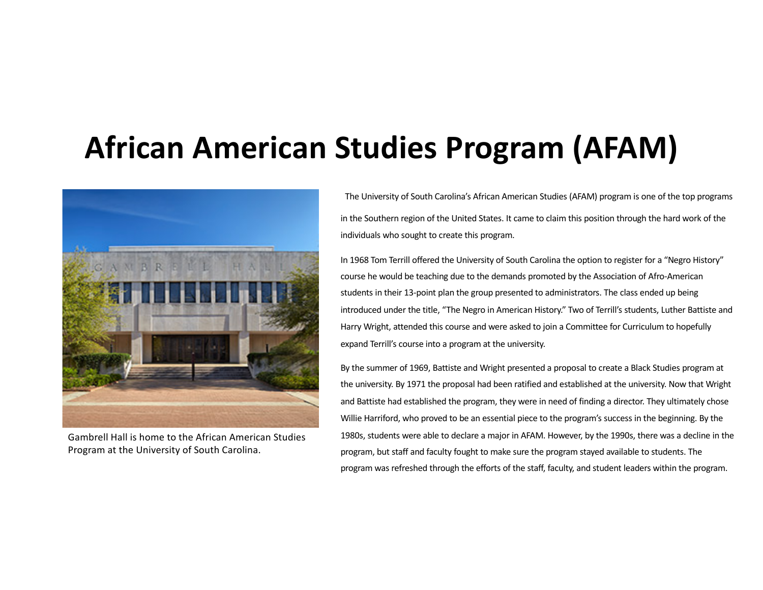# African American Studies Program (AFAM)

Gambrell Hall is home to the African American Studies Program at the University of South Carolina.

The University of South Carolina's African American Studies (AFAM) program is one of the top programs in the Southern region of the United States. It came to claim this position through the hard work of the individuals who sought to create this program.

In 1968 Tom Terrill offered the University of South Carolina the option to register for a "Negro History" course he would be teaching due to the demands promoted by the Association of Afro-American students in their 13-point plan the group presented to administrators. The class ended up being introduced under the title, "The Negro in American History." Two of Terrill's students, Luther Battiste and Harry Wright, attended this course and were asked to join a Committee for Curriculum to hopefully expand Terrill's course into a program at the university.

By the summer of 1969, Battiste and Wright presented a proposal to create a Black Studies program at the university. By 1971 the proposal had been ratified and established at the university. Now that Wright and Battiste had established the program, they were in need of finding a director. They ultimately chose Willie Harriford, who proved to be an essential piece to the program's success in the beginning. By the 1980s, students were able to declare a major in AFAM. However, by the 1990s, there was a decline in the program, but staff and faculty fought to make sure the program stayed available to students. The program was refreshed through the efforts of the staff, faculty, and student leaders within the program.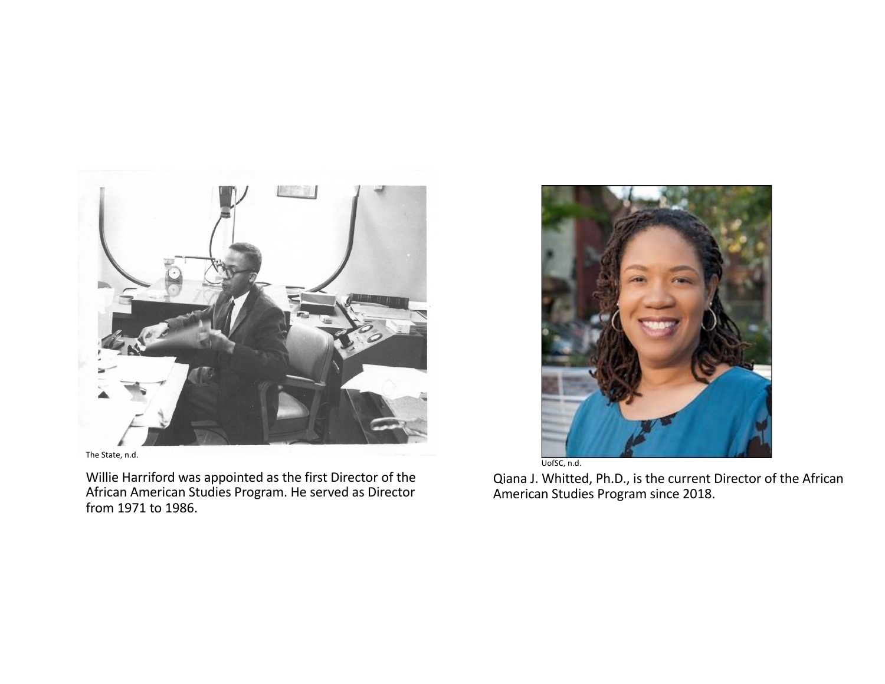The State, n.d.

Willie Harriford was appointed as the first Director of the African American Studies Program. He served as Director from 1971 to 1986.

UofSC, n.d.

Qiana J. Whitted, Ph.D., is the current Director of the African American Studies Program since 2018.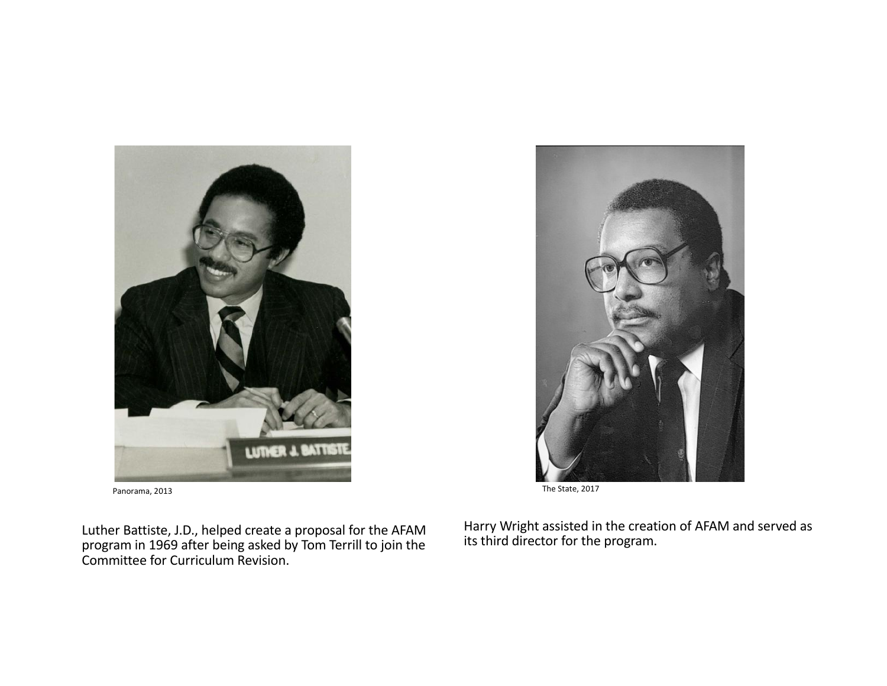Panorama, 2013

Luther Battiste, J.D., helped create a proposal for the AFAM program in 1969 after being asked by Tom Terrill to join the Committee for Curriculum Revision.

The State, 2017

Harry Wright assisted in the creation of AFAM and served as its third director for the program.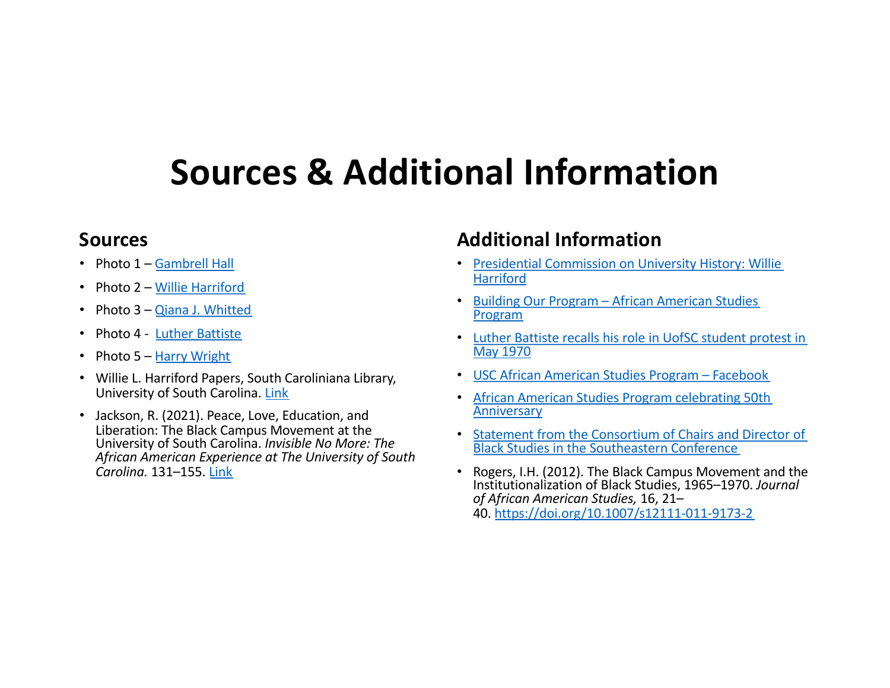# Sources & Additional Information

## Sources

- Photo 1 – Gambrell Hall
- Photo 2 – Willie Harriford
- Photo 3 – Qiana J. Whitted
- Photo 4 - Luther Battiste
- Photo 5 – Harry Wright
- Willie L. Harriford Papers, South Caroliniana Library, University of South Carolina. Link
- Jackson, R. (2021). Peace, Love, Education, and Liberation: The Black Campus Movement at the University of South Carolina. *Invisible No More: The African American Experience at The University of South Carolina.* 131–155. Link

## Additional Information

- Presidential Commission on University History: Willie Harriford
- Building Our Program – African American Studies Program
- Luther Battiste recalls his role in UofSC student protest in May 1970
- USC African American Studies Program – Facebook
- African American Studies Program celebrating 50th Anniversary
- Statement from the Consortium of Chairs and Director of Black Studies in the Southeastern Conference
- Rogers, I.H. (2012). The Black Campus Movement and the Institutionalization of Black Studies, 1965–1970. *Journal of African American Studies,* 16, 21–40. https://doi.org/10.1007/s12111-011-9173-2